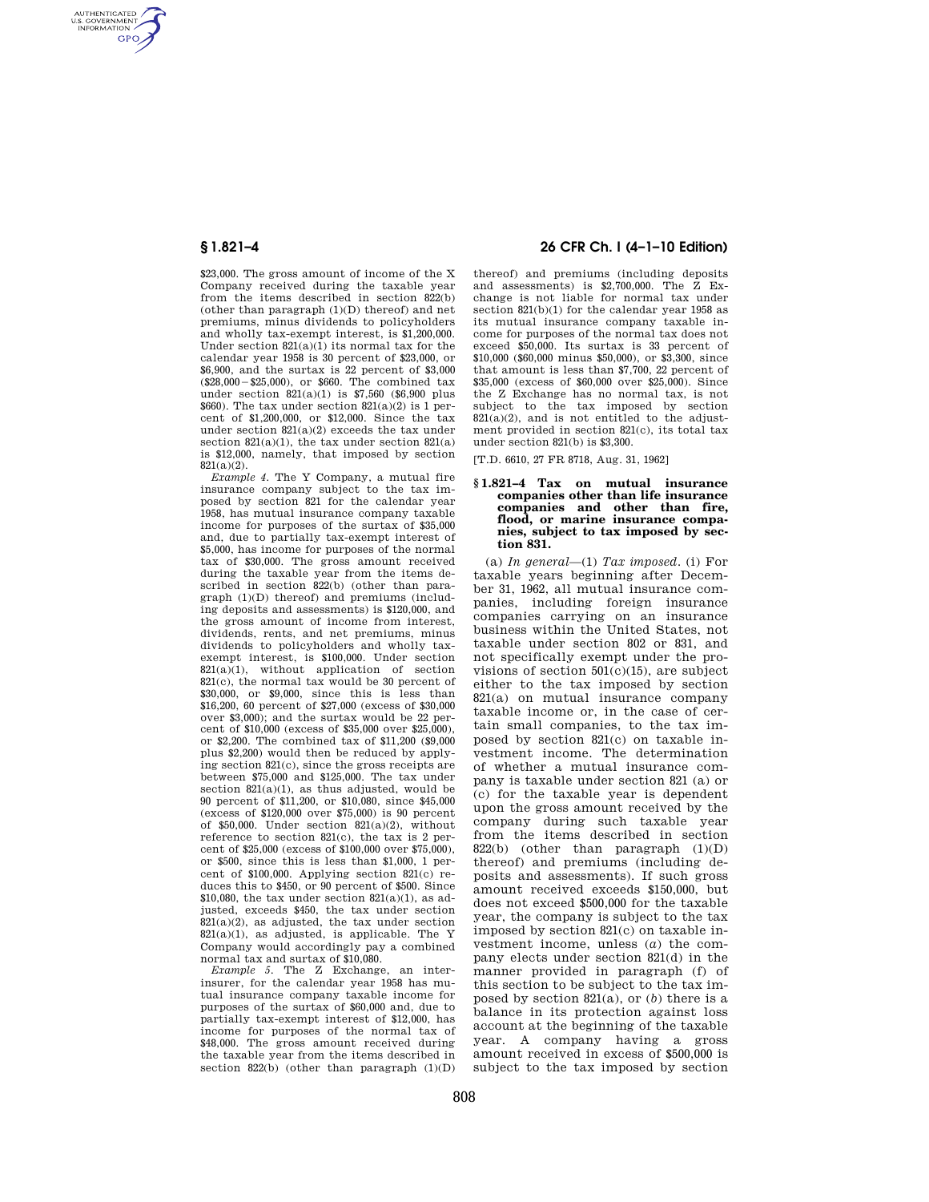$23,000. The gross amount of income of the X Company received during the taxable year from the items described in section 822(b) (other than paragraph (1)(D) thereof) and net premiums, minus dividends to policyholders and wholly tax-exempt interest, is $1,200,000. Under section 821(a)(1) its normal tax for the calendar year 1958 is 30 percent of $23,000, or $6,900, and the surtax is 22 percent of $3,000 ($28,000 − $25,000), or $660. The combined tax under section 821(a)(1) is $7,560 ($6,900 plus $660). The tax under section 821(a)(2) is 1 percent of $1,200,000, or $12,000. Since the tax under section 821(a)(2) exceeds the tax under section 821(a)(1), the tax under section 821(a) is $12,000, namely, that imposed by section 821(a)(2).

*Example 4.* The Y Company, a mutual fire insurance company subject to the tax imposed by section 821 for the calendar year 1958, has mutual insurance company taxable income for purposes of the surtax of $35,000 and, due to partially tax-exempt interest of $5,000, has income for purposes of the normal tax of $30,000. The gross amount received during the taxable year from the items described in section 822(b) (other than paragraph (1)(D) thereof) and premiums (including deposits and assessments) is $120,000, and the gross amount of income from interest, dividends, rents, and net premiums, minus dividends to policyholders and wholly tax-exempt interest, is $100,000. Under section 821(a)(1), without application of section 821(c), the normal tax would be 30 percent of $30,000, or $9,000, since this is less than $16,200, 60 percent of $27,000 (excess of $30,000 over $3,000); and the surtax would be 22 percent of $10,000 (excess of $35,000 over $25,000), or $2,200. The combined tax of $11,200 ($9,000 plus $2,200) would then be reduced by applying section 821(c), since the gross receipts are between $75,000 and $125,000. The tax under section 821(a)(1), as thus adjusted, would be 90 percent of $11,200, or $10,080, since $45,000 (excess of $120,000 over $75,000) is 90 percent of $50,000. Under section 821(a)(2), without reference to section 821(c), the tax is 2 percent of $25,000 (excess of $100,000 over $75,000), or $500, since this is less than $1,000, 1 percent of $100,000. Applying section 821(c) reduces this to $450, or 90 percent of $500. Since $10,080, the tax under section 821(a)(1), as adjusted, exceeds $450, the tax under section 821(a)(2), as adjusted, the tax under section 821(a)(1), as adjusted, is applicable. The Y Company would accordingly pay a combined normal tax and surtax of $10,080.

*Example 5.* The Z Exchange, an interinsurer, for the calendar year 1958 has mutual insurance company taxable income for purposes of the surtax of $60,000 and, due to partially tax-exempt interest of $12,000, has income for purposes of the normal tax of $48,000. The gross amount received during the taxable year from the items described in section 822(b) (other than paragraph (1)(D) thereof) and premiums (including deposits and assessments) is $2,700,000. The Z Exchange is not liable for normal tax under section 821(b)(1) for the calendar year 1958 as its mutual insurance company taxable income for purposes of the normal tax does not exceed $50,000. Its surtax is 33 percent of $10,000 ($60,000 minus $50,000), or $3,300, since that amount is less than $7,700, 22 percent of $35,000 (excess of $60,000 over $25,000). Since the Z Exchange has no normal tax, is not subject to the tax imposed by section 821(a)(2), and is not entitled to the adjustment provided in section 821(c), its total tax under section 821(b) is $3,300.

[T.D. 6610, 27 FR 8718, Aug. 31, 1962]

## § 1.821–4 Tax on mutual insurance companies other than life insurance companies and other than fire, flood, or marine insurance companies, subject to tax imposed by section 831.

(a) *In general*—(1) *Tax imposed*. (i) For taxable years beginning after December 31, 1962, all mutual insurance companies, including foreign insurance companies carrying on an insurance business within the United States, not taxable under section 802 or 831, and not specifically exempt under the provisions of section 501(c)(15), are subject either to the tax imposed by section 821(a) on mutual insurance company taxable income or, in the case of certain small companies, to the tax imposed by section 821(c) on taxable investment income. The determination of whether a mutual insurance company is taxable under section 821 (a) or (c) for the taxable year is dependent upon the gross amount received by the company during such taxable year from the items described in section 822(b) (other than paragraph (1)(D) thereof) and premiums (including deposits and assessments). If such gross amount received exceeds $150,000, but does not exceed $500,000 for the taxable year, the company is subject to the tax imposed by section 821(c) on taxable investment income, unless (*a*) the company elects under section 821(d) in the manner provided in paragraph (f) of this section to be subject to the tax imposed by section 821(a), or (*b*) there is a balance in its protection against loss account at the beginning of the taxable year. A company having a gross amount received in excess of $500,000 is subject to the tax imposed by section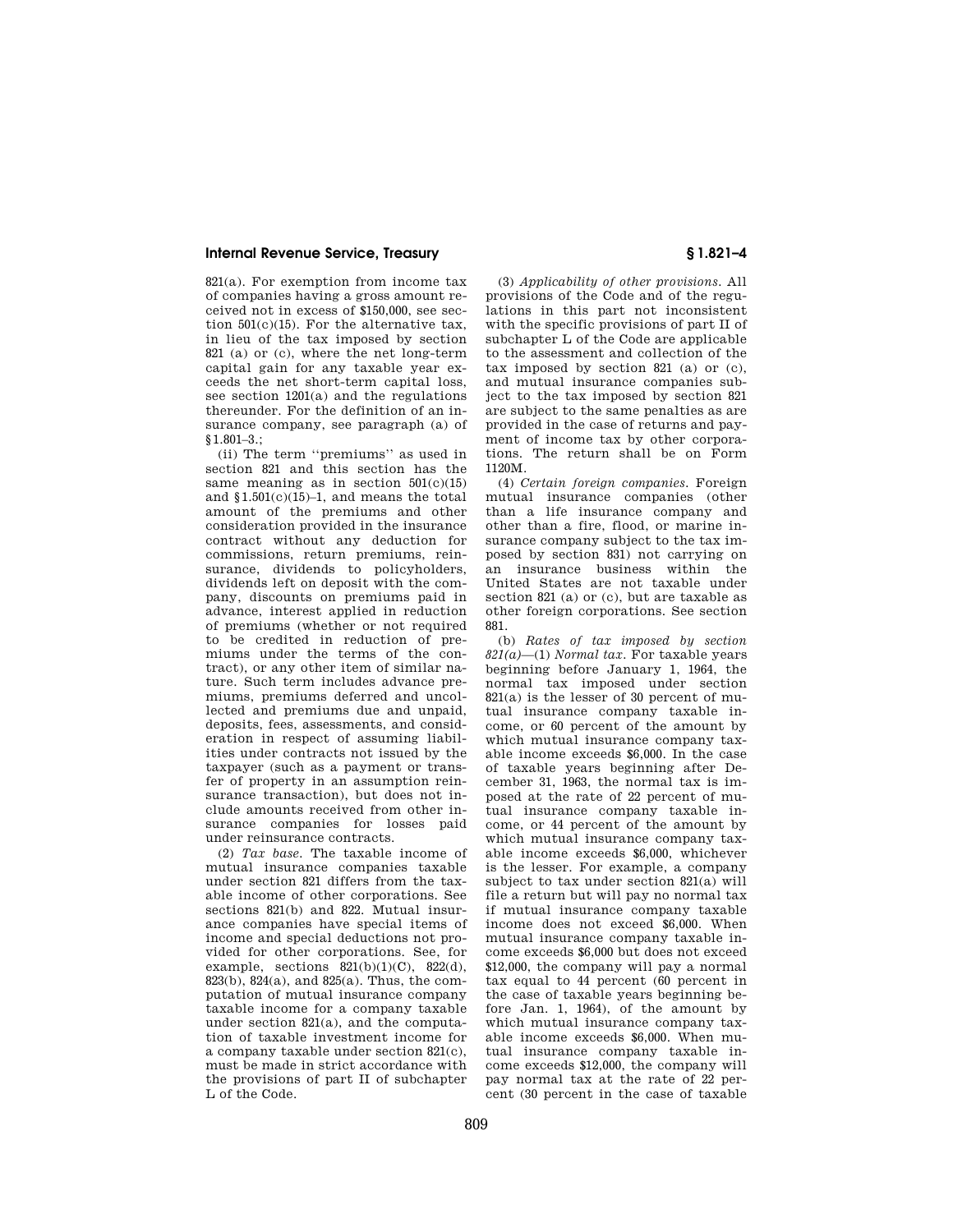821(a). For exemption from income tax of companies having a gross amount received not in excess of $150,000, see section 501(c)(15). For the alternative tax, in lieu of the tax imposed by section 821 (a) or (c), where the net long-term capital gain for any taxable year exceeds the net short-term capital loss, see section 1201(a) and the regulations thereunder. For the definition of an insurance company, see paragraph (a) of §1.801–3.;

(ii) The term ''premiums'' as used in section 821 and this section has the same meaning as in section 501(c)(15) and §1.501(c)(15)–1, and means the total amount of the premiums and other consideration provided in the insurance contract without any deduction for commissions, return premiums, reinsurance, dividends to policyholders, dividends left on deposit with the company, discounts on premiums paid in advance, interest applied in reduction of premiums (whether or not required to be credited in reduction of premiums under the terms of the contract), or any other item of similar nature. Such term includes advance premiums, premiums deferred and uncollected and premiums due and unpaid, deposits, fees, assessments, and consideration in respect of assuming liabilities under contracts not issued by the taxpayer (such as a payment or transfer of property in an assumption reinsurance transaction), but does not include amounts received from other insurance companies for losses paid under reinsurance contracts.

(2) *Tax base.* The taxable income of mutual insurance companies taxable under section 821 differs from the taxable income of other corporations. See sections 821(b) and 822. Mutual insurance companies have special items of income and special deductions not provided for other corporations. See, for example, sections 821(b)(1)(C), 822(d), 823(b), 824(a), and 825(a). Thus, the computation of mutual insurance company taxable income for a company taxable under section 821(a), and the computation of taxable investment income for a company taxable under section 821(c), must be made in strict accordance with the provisions of part II of subchapter L of the Code.

(3) *Applicability of other provisions.* All provisions of the Code and of the regulations in this part not inconsistent with the specific provisions of part II of subchapter L of the Code are applicable to the assessment and collection of the tax imposed by section 821 (a) or (c), and mutual insurance companies subject to the tax imposed by section 821 are subject to the same penalties as are provided in the case of returns and payment of income tax by other corporations. The return shall be on Form 1120M.

(4) *Certain foreign companies.* Foreign mutual insurance companies (other than a life insurance company and other than a fire, flood, or marine insurance company subject to the tax imposed by section 831) not carrying on an insurance business within the United States are not taxable under section 821 (a) or (c), but are taxable as other foreign corporations. See section 881.

(b) *Rates of tax imposed by section 821(a)*—(1) *Normal tax.* For taxable years beginning before January 1, 1964, the normal tax imposed under section 821(a) is the lesser of 30 percent of mutual insurance company taxable income, or 60 percent of the amount by which mutual insurance company taxable income exceeds $6,000. In the case of taxable years beginning after December 31, 1963, the normal tax is imposed at the rate of 22 percent of mutual insurance company taxable income, or 44 percent of the amount by which mutual insurance company taxable income exceeds $6,000, whichever is the lesser. For example, a company subject to tax under section 821(a) will file a return but will pay no normal tax if mutual insurance company taxable income does not exceed $6,000. When mutual insurance company taxable income exceeds $6,000 but does not exceed $12,000, the company will pay a normal tax equal to 44 percent (60 percent in the case of taxable years beginning before Jan. 1, 1964), of the amount by which mutual insurance company taxable income exceeds $6,000. When mutual insurance company taxable income exceeds $12,000, the company will pay normal tax at the rate of 22 percent (30 percent in the case of taxable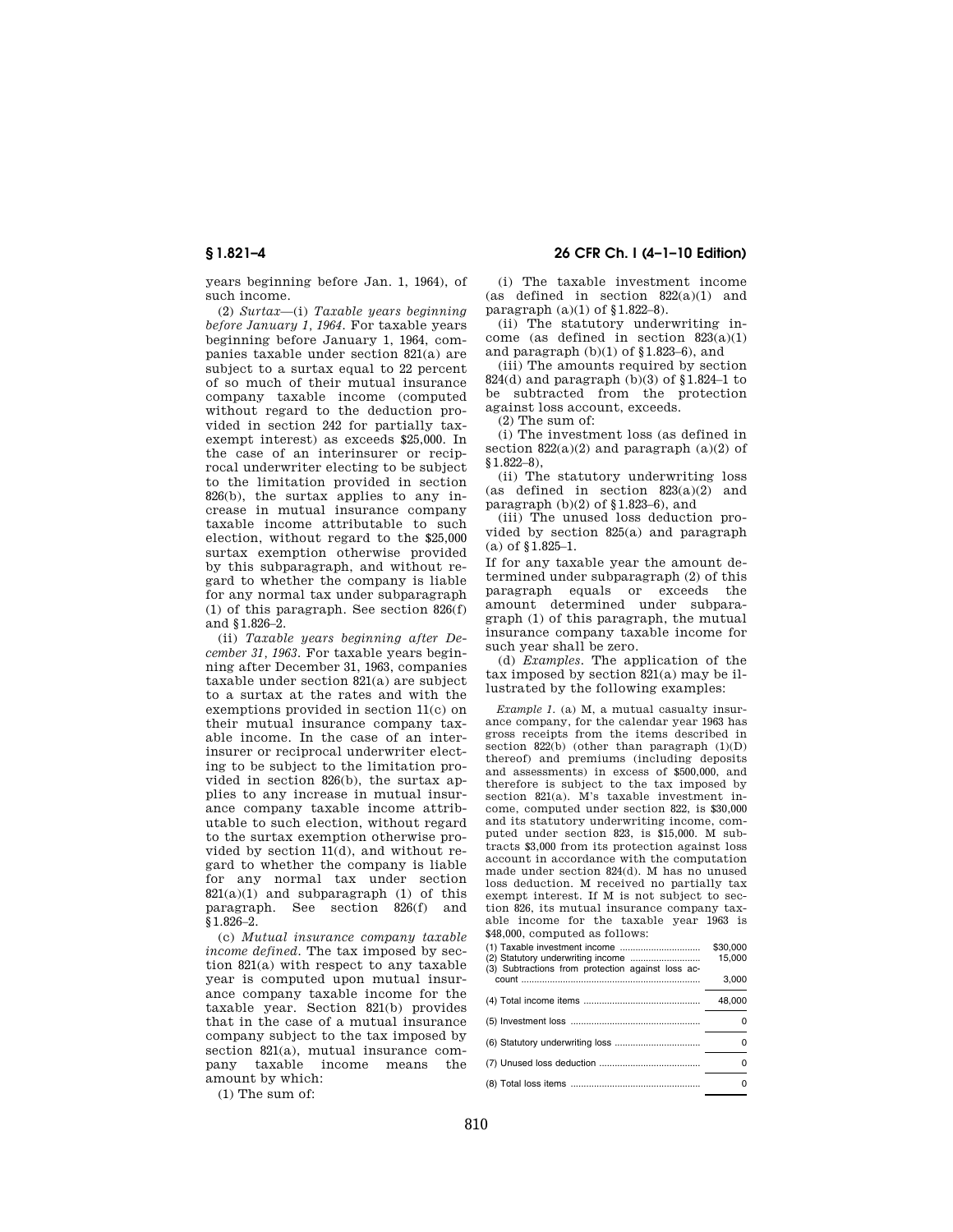years beginning before Jan. 1, 1964), of such income.

(2) *Surtax*—(i) *Taxable years beginning before January 1, 1964.* For taxable years beginning before January 1, 1964, companies taxable under section 821(a) are subject to a surtax equal to 22 percent of so much of their mutual insurance company taxable income (computed without regard to the deduction provided in section 242 for partially tax-exempt interest) as exceeds $25,000. In the case of an interinsurer or reciprocal underwriter electing to be subject to the limitation provided in section 826(b), the surtax applies to any increase in mutual insurance company taxable income attributable to such election, without regard to the $25,000 surtax exemption otherwise provided by this subparagraph, and without regard to whether the company is liable for any normal tax under subparagraph (1) of this paragraph. See section 826(f) and §1.826–2.

(ii) *Taxable years beginning after December 31, 1963.* For taxable years beginning after December 31, 1963, companies taxable under section 821(a) are subject to a surtax at the rates and with the exemptions provided in section 11(c) on their mutual insurance company taxable income. In the case of an interinsurer or reciprocal underwriter electing to be subject to the limitation provided in section 826(b), the surtax applies to any increase in mutual insurance company taxable income attributable to such election, without regard to the surtax exemption otherwise provided by section 11(d), and without regard to whether the company is liable for any normal tax under section 821(a)(1) and subparagraph (1) of this paragraph. See section 826(f) and §1.826–2.

(c) *Mutual insurance company taxable income defined.* The tax imposed by section 821(a) with respect to any taxable year is computed upon mutual insurance company taxable income for the taxable year. Section 821(b) provides that in the case of a mutual insurance company subject to the tax imposed by section 821(a), mutual insurance company taxable income means the amount by which:

(1) The sum of:

(i) The taxable investment income (as defined in section 822(a)(1) and paragraph (a)(1) of §1.822–8).

(ii) The statutory underwriting income (as defined in section 823(a)(1) and paragraph (b)(1) of §1.823–6), and

(iii) The amounts required by section 824(d) and paragraph (b)(3) of §1.824–1 to be subtracted from the protection against loss account, exceeds.

(2) The sum of:

(i) The investment loss (as defined in section 822(a)(2) and paragraph (a)(2) of §1.822–8),

(ii) The statutory underwriting loss (as defined in section 823(a)(2) and paragraph (b)(2) of §1.823–6), and

(iii) The unused loss deduction provided by section 825(a) and paragraph (a) of §1.825–1.

If for any taxable year the amount determined under subparagraph (2) of this paragraph equals or exceeds the amount determined under subparagraph (1) of this paragraph, the mutual insurance company taxable income for such year shall be zero.

(d) *Examples.* The application of the tax imposed by section 821(a) may be illustrated by the following examples:

*Example 1.* (a) M, a mutual casualty insurance company, for the calendar year 1963 has gross receipts from the items described in section 822(b) (other than paragraph (1)(D) thereof) and premiums (including deposits and assessments) in excess of $500,000, and therefore is subject to the tax imposed by section 821(a). M's taxable investment income, computed under section 822, is $30,000 and its statutory underwriting income, computed under section 823, is $15,000. M subtracts $3,000 from its protection against loss account in accordance with the computation made under section 824(d). M has no unused loss deduction. M received no partially tax exempt interest. If M is not subject to section 826, its mutual insurance company taxable income for the taxable year 1963 is $48,000, computed as follows:

| | |
|---|---|
| (1) Taxable investment income | $30,000 |
| (2) Statutory underwriting income | 15,000 |
| (3) Subtractions from protection against loss account | 3,000 |
| (4) Total income items | 48,000 |
| (5) Investment loss | 0 |
| (6) Statutory underwriting loss | 0 |
| (7) Unused loss deduction | 0 |
| (8) Total loss items | 0 |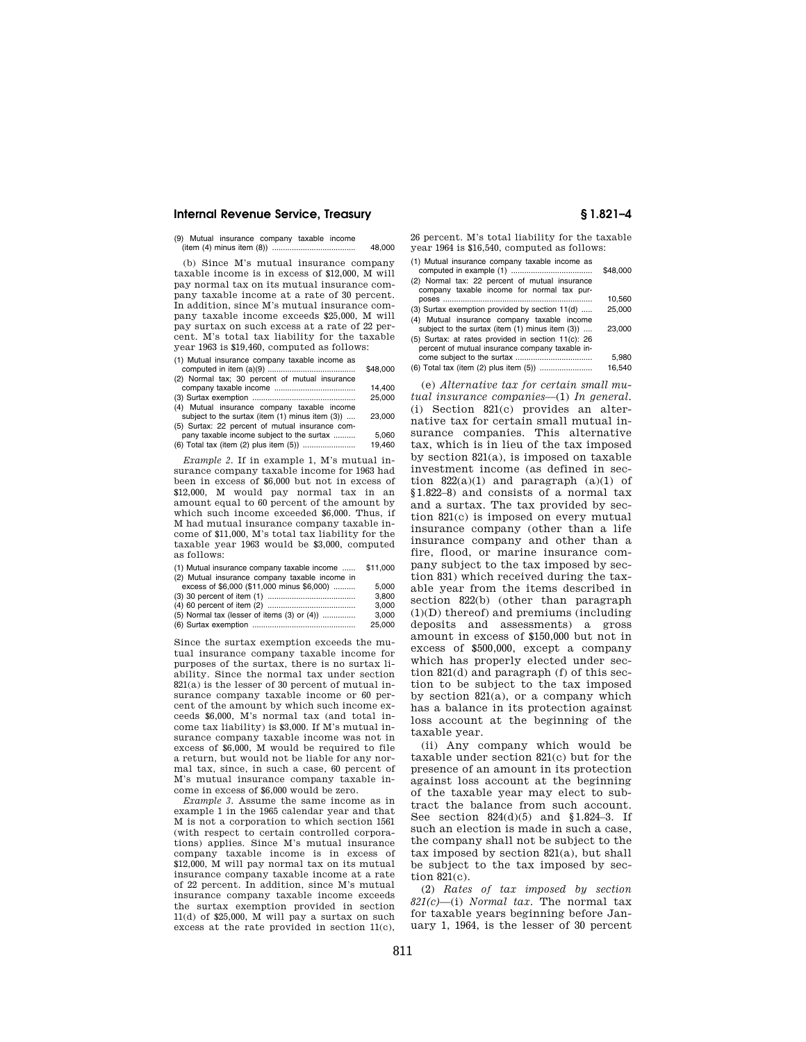| | |
|---|---|
| (9) Mutual insurance company taxable income (item (4) minus item (8)) | 48,000 |

(b) Since M's mutual insurance company taxable income is in excess of $12,000, M will pay normal tax on its mutual insurance company taxable income at a rate of 30 percent. In addition, since M's mutual insurance company taxable income exceeds $25,000, M will pay surtax on such excess at a rate of 22 percent. M's total tax liability for the taxable year 1963 is $19,460, computed as follows:

| | |
|---|---|
| (1) Mutual insurance company taxable income as computed in item (a)(9) | $48,000 |
| (2) Normal tax; 30 percent of mutual insurance company taxable income | 14,400 |
| (3) Surtax exemption | 25,000 |
| (4) Mutual insurance company taxable income subject to the surtax (item (1) minus item (3)) | 23,000 |
| (5) Surtax: 22 percent of mutual insurance company taxable income subject to the surtax | 5,060 |
| (6) Total tax (item (2) plus item (5)) | 19,460 |

*Example 2.* If in example 1, M's mutual insurance company taxable income for 1963 had been in excess of $6,000 but not in excess of $12,000, M would pay normal tax in an amount equal to 60 percent of the amount by which such income exceeded $6,000. Thus, if M had mutual insurance company taxable income of $11,000, M's total tax liability for the taxable year 1963 would be $3,000, computed as follows:

| | |
|---|---|
| (1) Mutual insurance company taxable income | $11,000 |
| (2) Mutual insurance company taxable income in excess of $6,000 ($11,000 minus $6,000) | 5,000 |
| (3) 30 percent of item (1) | 3,800 |
| (4) 60 percent of item (2) | 3,000 |
| (5) Normal tax (lesser of items (3) or (4)) | 3,000 |
| (6) Surtax exemption | 25,000 |

Since the surtax exemption exceeds the mutual insurance company taxable income for purposes of the surtax, there is no surtax liability. Since the normal tax under section 821(a) is the lesser of 30 percent of mutual insurance company taxable income or 60 percent of the amount by which such income exceeds $6,000, M's normal tax (and total income tax liability) is $3,000. If M's mutual insurance company taxable income was not in excess of $6,000, M would be required to file a return, but would not be liable for any normal tax, since, in such a case, 60 percent of M's mutual insurance company taxable income in excess of $6,000 would be zero.

*Example 3.* Assume the same income as in example 1 in the 1965 calendar year and that M is not a corporation to which section 1561 (with respect to certain controlled corporations) applies. Since M's mutual insurance company taxable income is in excess of $12,000, M will pay normal tax on its mutual insurance company taxable income at a rate of 22 percent. In addition, since M's mutual insurance company taxable income exceeds the surtax exemption provided in section 11(d) of $25,000, M will pay a surtax on such excess at the rate provided in section 11(c), 26 percent. M's total liability for the taxable year 1964 is $16,540, computed as follows:

| | |
|---|---|
| (1) Mutual insurance company taxable income as computed in example (1) | $48,000 |
| (2) Normal tax: 22 percent of mutual insurance company taxable income for normal tax purposes | 10,560 |
| (3) Surtax exemption provided by section 11(d) | 25,000 |
| (4) Mutual insurance company taxable income subject to the surtax (item (1) minus item (3)) | 23,000 |
| (5) Surtax: at rates provided in section 11(c): 26 percent of mutual insurance company taxable income subject to the surtax | 5,980 |
| (6) Total tax (item (2) plus item (5)) | 16,540 |

(e) *Alternative tax for certain small mutual insurance companies*—(1) *In general.* (i) Section 821(c) provides an alternative tax for certain small mutual insurance companies. This alternative tax, which is in lieu of the tax imposed by section 821(a), is imposed on taxable investment income (as defined in section 822(a)(1) and paragraph (a)(1) of §1.822–8) and consists of a normal tax and a surtax. The tax provided by section 821(c) is imposed on every mutual insurance company (other than a life insurance company and other than a fire, flood, or marine insurance company subject to the tax imposed by section 831) which received during the taxable year from the items described in section 822(b) (other than paragraph (1)(D) thereof) and premiums (including deposits and assessments) a gross amount in excess of $150,000 but not in excess of $500,000, except a company which has properly elected under section 821(d) and paragraph (f) of this section to be subject to the tax imposed by section 821(a), or a company which has a balance in its protection against loss account at the beginning of the taxable year.

(ii) Any company which would be taxable under section 821(c) but for the presence of an amount in its protection against loss account at the beginning of the taxable year may elect to subtract the balance from such account. See section 824(d)(5) and §1.824–3. If such an election is made in such a case, the company shall not be subject to the tax imposed by section 821(a), but shall be subject to the tax imposed by section 821(c).

(2) *Rates of tax imposed by section 821(c)*—(i) *Normal tax.* The normal tax for taxable years beginning before January 1, 1964, is the lesser of 30 percent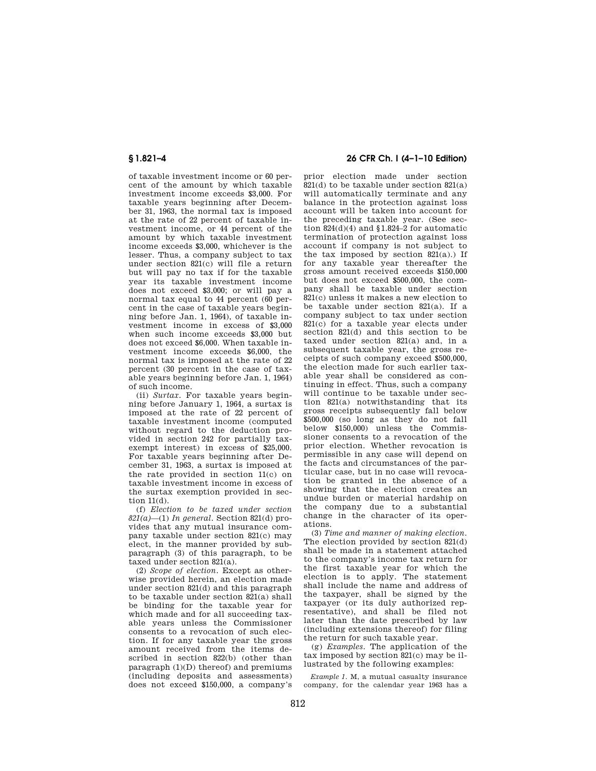of taxable investment income or 60 percent of the amount by which taxable investment income exceeds $3,000. For taxable years beginning after December 31, 1963, the normal tax is imposed at the rate of 22 percent of taxable investment income, or 44 percent of the amount by which taxable investment income exceeds $3,000, whichever is the lesser. Thus, a company subject to tax under section 821(c) will file a return but will pay no tax if for the taxable year its taxable investment income does not exceed $3,000; or will pay a normal tax equal to 44 percent (60 percent in the case of taxable years beginning before Jan. 1, 1964), of taxable investment income in excess of $3,000 when such income exceeds $3,000 but does not exceed $6,000. When taxable investment income exceeds $6,000, the normal tax is imposed at the rate of 22 percent (30 percent in the case of taxable years beginning before Jan. 1, 1964) of such income.

(ii) *Surtax.* For taxable years beginning before January 1, 1964, a surtax is imposed at the rate of 22 percent of taxable investment income (computed without regard to the deduction provided in section 242 for partially tax-exempt interest) in excess of $25,000. For taxable years beginning after December 31, 1963, a surtax is imposed at the rate provided in section 11(c) on taxable investment income in excess of the surtax exemption provided in section 11(d).

(f) *Election to be taxed under section 821(a)*—(1) *In general.* Section 821(d) provides that any mutual insurance company taxable under section 821(c) may elect, in the manner provided by subparagraph (3) of this paragraph, to be taxed under section 821(a).

(2) *Scope of election.* Except as otherwise provided herein, an election made under section 821(d) and this paragraph to be taxable under section 821(a) shall be binding for the taxable year for which made and for all succeeding taxable years unless the Commissioner consents to a revocation of such election. If for any taxable year the gross amount received from the items described in section 822(b) (other than paragraph (1)(D) thereof) and premiums (including deposits and assessments) does not exceed $150,000, a company's prior election made under section 821(d) to be taxable under section 821(a) will automatically terminate and any balance in the protection against loss account will be taken into account for the preceding taxable year. (See section 824(d)(4) and §1.824–2 for automatic termination of protection against loss account if company is not subject to the tax imposed by section 821(a).) If for any taxable year thereafter the gross amount received exceeds $150,000 but does not exceed $500,000, the company shall be taxable under section 821(c) unless it makes a new election to be taxable under section 821(a). If a company subject to tax under section 821(c) for a taxable year elects under section 821(d) and this section to be taxed under section 821(a) and, in a subsequent taxable year, the gross receipts of such company exceed $500,000, the election made for such earlier taxable year shall be considered as continuing in effect. Thus, such a company will continue to be taxable under section 821(a) notwithstanding that its gross receipts subsequently fall below $500,000 (so long as they do not fall below $150,000) unless the Commissioner consents to a revocation of the prior election. Whether revocation is permissible in any case will depend on the facts and circumstances of the particular case, but in no case will revocation be granted in the absence of a showing that the election creates an undue burden or material hardship on the company due to a substantial change in the character of its operations.

(3) *Time and manner of making election.* The election provided by section 821(d) shall be made in a statement attached to the company's income tax return for the first taxable year for which the election is to apply. The statement shall include the name and address of the taxpayer, shall be signed by the taxpayer (or its duly authorized representative), and shall be filed not later than the date prescribed by law (including extensions thereof) for filing the return for such taxable year.

(g) *Examples.* The application of the tax imposed by section 821(c) may be illustrated by the following examples:

*Example 1.* M, a mutual casualty insurance company, for the calendar year 1963 has a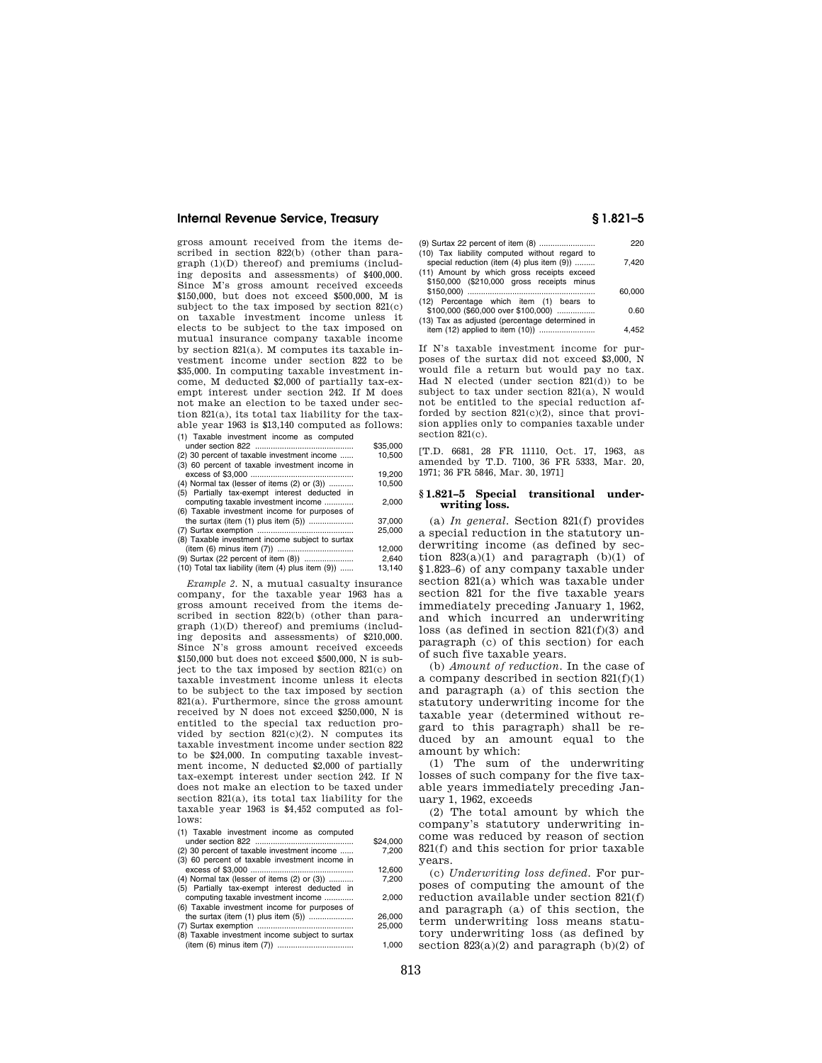gross amount received from the items described in section 822(b) (other than paragraph (1)(D) thereof) and premiums (including deposits and assessments) of $400,000. Since M's gross amount received exceeds $150,000, but does not exceed $500,000, M is subject to the tax imposed by section 821(c) on taxable investment income unless it elects to be subject to the tax imposed on mutual insurance company taxable income by section 821(a). M computes its taxable investment income under section 822 to be $35,000. In computing taxable investment income, M deducted $2,000 of partially tax-exempt interest under section 242. If M does not make an election to be taxed under section 821(a), its total tax liability for the taxable year 1963 is $13,140 computed as follows:

| | |
|---|---|
| (1) Taxable investment income as computed under section 822 | $35,000 |
| (2) 30 percent of taxable investment income | 10,500 |
| (3) 60 percent of taxable investment income in excess of $3,000 | 19,200 |
| (4) Normal tax (lesser of items (2) or (3)) | 10,500 |
| (5) Partially tax-exempt interest deducted in computing taxable investment income | 2,000 |
| (6) Taxable investment income for purposes of the surtax (item (1) plus item (5)) | 37,000 |
| (7) Surtax exemption | 25,000 |
| (8) Taxable investment income subject to surtax (item (6) minus item (7)) | 12,000 |
| (9) Surtax (22 percent of item (8)) | 2,640 |
| (10) Total tax liability (item (4) plus item (9)) | 13,140 |

*Example 2.* N, a mutual casualty insurance company, for the taxable year 1963 has a gross amount received from the items described in section 822(b) (other than paragraph (1)(D) thereof) and premiums (including deposits and assessments) of $210,000. Since N's gross amount received exceeds $150,000 but does not exceed $500,000, N is subject to the tax imposed by section 821(c) on taxable investment income unless it elects to be subject to the tax imposed by section 821(a). Furthermore, since the gross amount received by N does not exceed $250,000, N is entitled to the special tax reduction provided by section 821(c)(2). N computes its taxable investment income under section 822 to be $24,000. In computing taxable investment income, N deducted $2,000 of partially tax-exempt interest under section 242. If N does not make an election to be taxed under section 821(a), its total tax liability for the taxable year 1963 is $4,452 computed as follows:

| | |
|---|---|
| (1) Taxable investment income as computed under section 822 | $24,000 |
| (2) 30 percent of taxable investment income | 7,200 |
| (3) 60 percent of taxable investment income in excess of $3,000 | 12,600 |
| (4) Normal tax (lesser of items (2) or (3)) | 7,200 |
| (5) Partially tax-exempt interest deducted in computing taxable investment income | 2,000 |
| (6) Taxable investment income for purposes of the surtax (item (1) plus item (5)) | 26,000 |
| (7) Surtax exemption | 25,000 |
| (8) Taxable investment income subject to surtax (item (6) minus item (7)) | 1,000 |
| (9) Surtax 22 percent of item (8) | 220 |
| (10) Tax liability computed without regard to special reduction (item (4) plus item (9)) | 7,420 |
| (11) Amount by which gross receipts exceed $150,000 ($210,000 gross receipts minus $150,000) | 60,000 |
| (12) Percentage which item (1) bears to $100,000 ($60,000 over $100,000) | 0.60 |
| (13) Tax as adjusted (percentage determined in item (12) applied to item (10)) | 4,452 |

If N's taxable investment income for purposes of the surtax did not exceed $3,000, N would file a return but would pay no tax. Had N elected (under section 821(d)) to be subject to tax under section 821(a), N would not be entitled to the special reduction afforded by section 821(c)(2), since that provision applies only to companies taxable under section 821(c).

[T.D. 6681, 28 FR 11110, Oct. 17, 1963, as amended by T.D. 7100, 36 FR 5333, Mar. 20, 1971; 36 FR 5846, Mar. 30, 1971]

## § 1.821–5 Special transitional underwriting loss.

(a) *In general.* Section 821(f) provides a special reduction in the statutory underwriting income (as defined by section 823(a)(1) and paragraph (b)(1) of §1.823–6) of any company taxable under section 821(a) which was taxable under section 821 for the five taxable years immediately preceding January 1, 1962, and which incurred an underwriting loss (as defined in section 821(f)(3) and paragraph (c) of this section) for each of such five taxable years.

(b) *Amount of reduction.* In the case of a company described in section 821(f)(1) and paragraph (a) of this section the statutory underwriting income for the taxable year (determined without regard to this paragraph) shall be reduced by an amount equal to the amount by which:

(1) The sum of the underwriting losses of such company for the five taxable years immediately preceding January 1, 1962, exceeds

(2) The total amount by which the company's statutory underwriting income was reduced by reason of section 821(f) and this section for prior taxable years.

(c) *Underwriting loss defined.* For purposes of computing the amount of the reduction available under section 821(f) and paragraph (a) of this section, the term underwriting loss means statutory underwriting loss (as defined by section 823(a)(2) and paragraph (b)(2) of